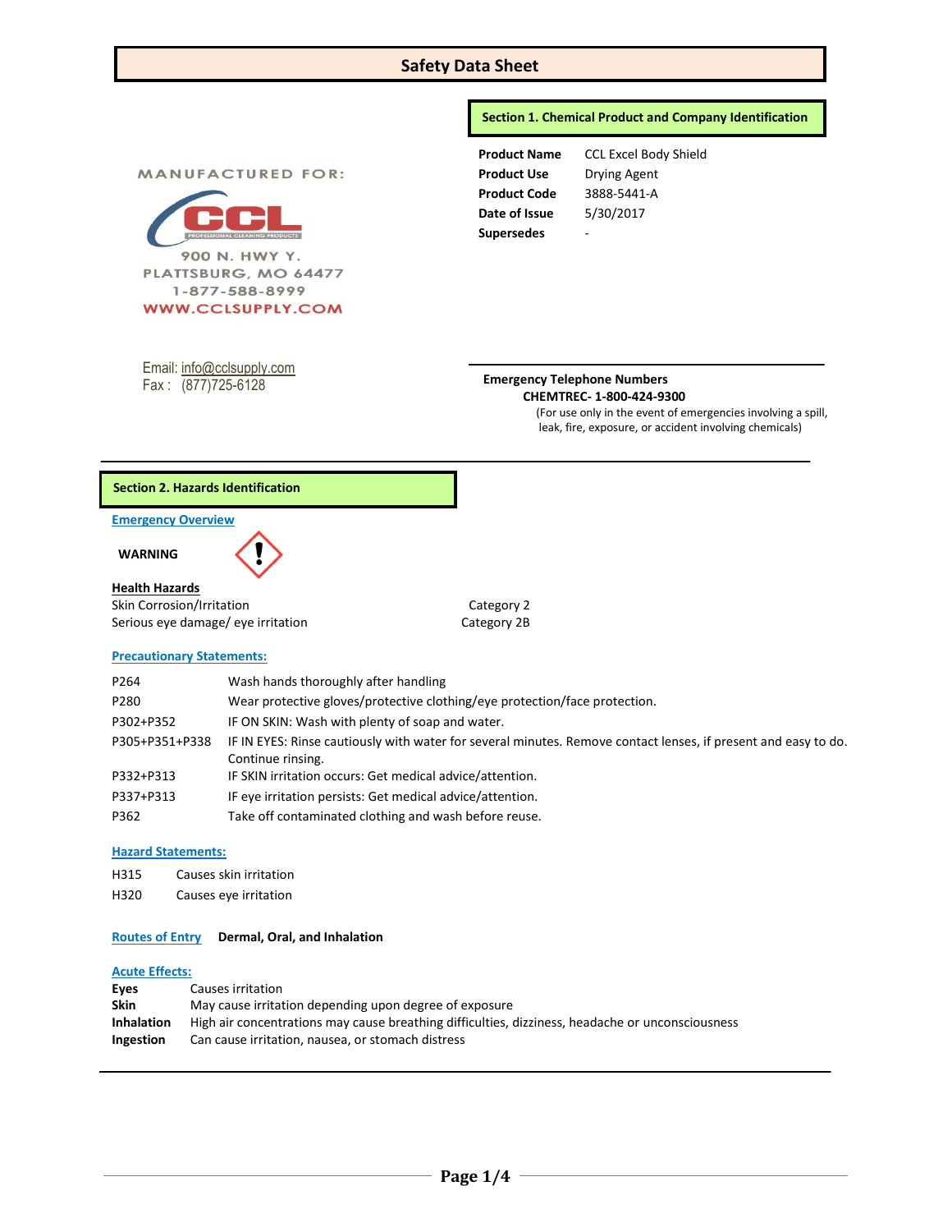# Safety Data Sheet

MANUFACTURED FOR:

CCL PROFESSIONAL CLEANING PRODUCTS

900 N. HWY Y.
PLATTSBURG, MO 64477
1-877-588-8999
WWW.CCLSUPPLY.COM

Email: info@cclsupply.com
Fax : (877)725-6128

## Section 1. Chemical Product and Company Identification

| | |
|---|---|
| **Product Name** | CCL Excel Body Shield |
| **Product Use** | Drying Agent |
| **Product Code** | 3888-5441-A |
| **Date of Issue** | 5/30/2017 |
| **Supersedes** | - |

**Emergency Telephone Numbers**

**CHEMTREC- 1-800-424-9300**

(For use only in the event of emergencies involving a spill, leak, fire, exposure, or accident involving chemicals)

## Section 2. Hazards Identification

**Emergency Overview**

**WARNING**

**Health Hazards**

| | |
|---|---|
| Skin Corrosion/Irritation | Category 2 |
| Serious eye damage/ eye irritation | Category 2B |

**Precautionary Statements:**

| | |
|---|---|
| P264 | Wash hands thoroughly after handling |
| P280 | Wear protective gloves/protective clothing/eye protection/face protection. |
| P302+P352 | IF ON SKIN: Wash with plenty of soap and water. |
| P305+P351+P338 | IF IN EYES: Rinse cautiously with water for several minutes. Remove contact lenses, if present and easy to do. Continue rinsing. |
| P332+P313 | IF SKIN irritation occurs: Get medical advice/attention. |
| P337+P313 | IF eye irritation persists: Get medical advice/attention. |
| P362 | Take off contaminated clothing and wash before reuse. |

**Hazard Statements:**

| | |
|---|---|
| H315 | Causes skin irritation |
| H320 | Causes eye irritation |

**Routes of Entry** **Dermal, Oral, and Inhalation**

**Acute Effects:**

| | |
|---|---|
| **Eyes** | Causes irritation |
| **Skin** | May cause irritation depending upon degree of exposure |
| **Inhalation** | High air concentrations may cause breathing difficulties, dizziness, headache or unconsciousness |
| **Ingestion** | Can cause irritation, nausea, or stomach distress |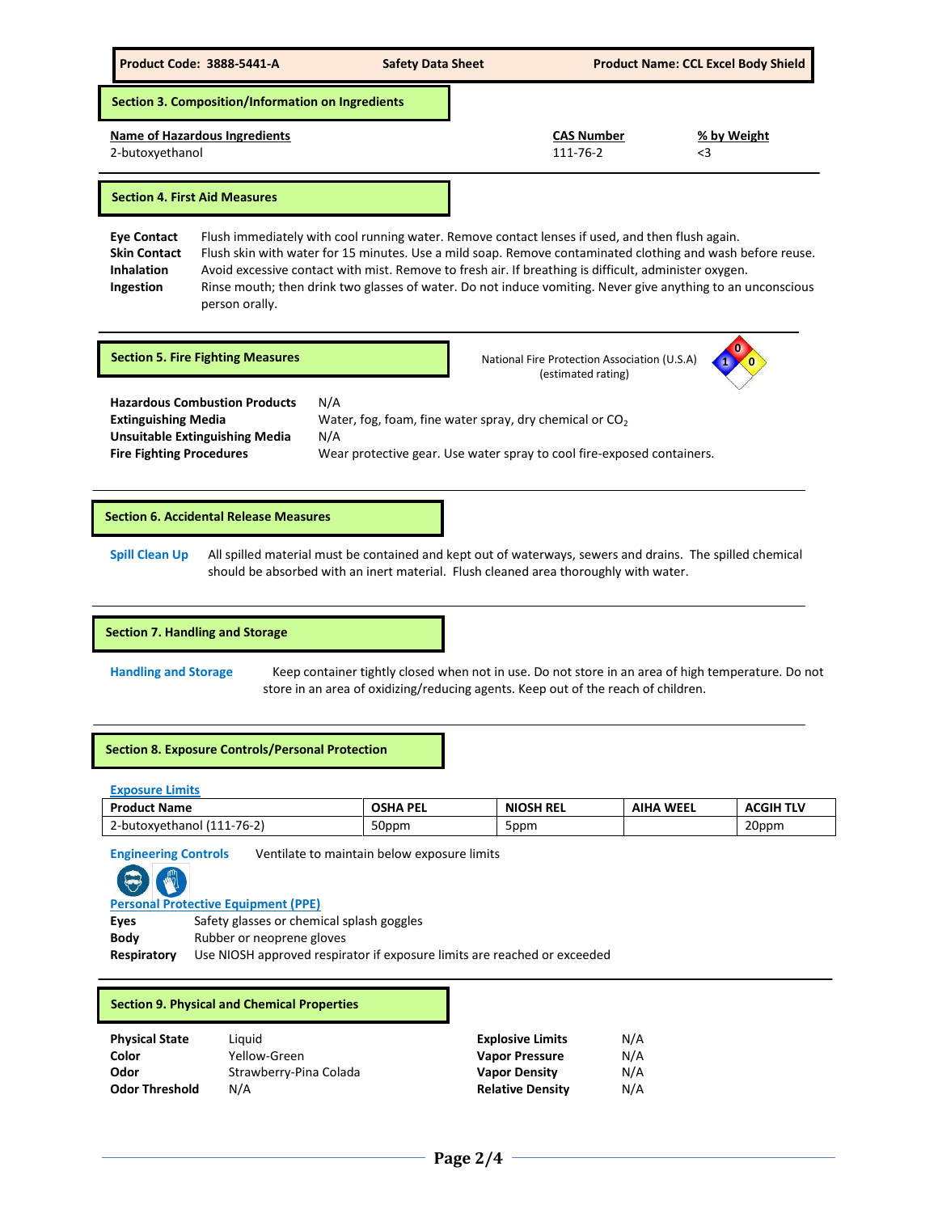| Product Code: 3888-5441-A | Safety Data Sheet | Product Name: CCL Excel Body Shield |
|---|---|---|

## Section 3. Composition/Information on Ingredients

| Name of Hazardous Ingredients | CAS Number | % by Weight |
|---|---|---|
| 2-butoxyethanol | 111-76-2 | <3 |

## Section 4. First Aid Measures

**Eye Contact** Flush immediately with cool running water. Remove contact lenses if used, and then flush again.

**Skin Contact** Flush skin with water for 15 minutes. Use a mild soap. Remove contaminated clothing and wash before reuse.

**Inhalation** Avoid excessive contact with mist. Remove to fresh air. If breathing is difficult, administer oxygen.

**Ingestion** Rinse mouth; then drink two glasses of water. Do not induce vomiting. Never give anything to an unconscious person orally.

## Section 5. Fire Fighting Measures

National Fire Protection Association (U.S.A) (estimated rating)

Health: 1, Flammability: 0, Instability: 0

**Hazardous Combustion Products** N/A

**Extinguishing Media** Water, fog, foam, fine water spray, dry chemical or $CO_2$

**Unsuitable Extinguishing Media** N/A

**Fire Fighting Procedures** Wear protective gear. Use water spray to cool fire-exposed containers.

## Section 6. Accidental Release Measures

**Spill Clean Up** All spilled material must be contained and kept out of waterways, sewers and drains. The spilled chemical should be absorbed with an inert material. Flush cleaned area thoroughly with water.

## Section 7. Handling and Storage

**Handling and Storage** Keep container tightly closed when not in use. Do not store in an area of high temperature. Do not store in an area of oxidizing/reducing agents. Keep out of the reach of children.

## Section 8. Exposure Controls/Personal Protection

**Exposure Limits**

| Product Name | OSHA PEL | NIOSH REL | AIHA WEEL | ACGIH TLV |
|---|---|---|---|---|
| 2-butoxyethanol (111-76-2) | 50ppm | 5ppm | | 20ppm |

**Engineering Controls** Ventilate to maintain below exposure limits

**Personal Protective Equipment (PPE)**

**Eyes** Safety glasses or chemical splash goggles

**Body** Rubber or neoprene gloves

**Respiratory** Use NIOSH approved respirator if exposure limits are reached or exceeded

## Section 9. Physical and Chemical Properties

| | | | |
|---|---|---|---|
| **Physical State** | Liquid | **Explosive Limits** | N/A |
| **Color** | Yellow-Green | **Vapor Pressure** | N/A |
| **Odor** | Strawberry-Pina Colada | **Vapor Density** | N/A |
| **Odor Threshold** | N/A | **Relative Density** | N/A |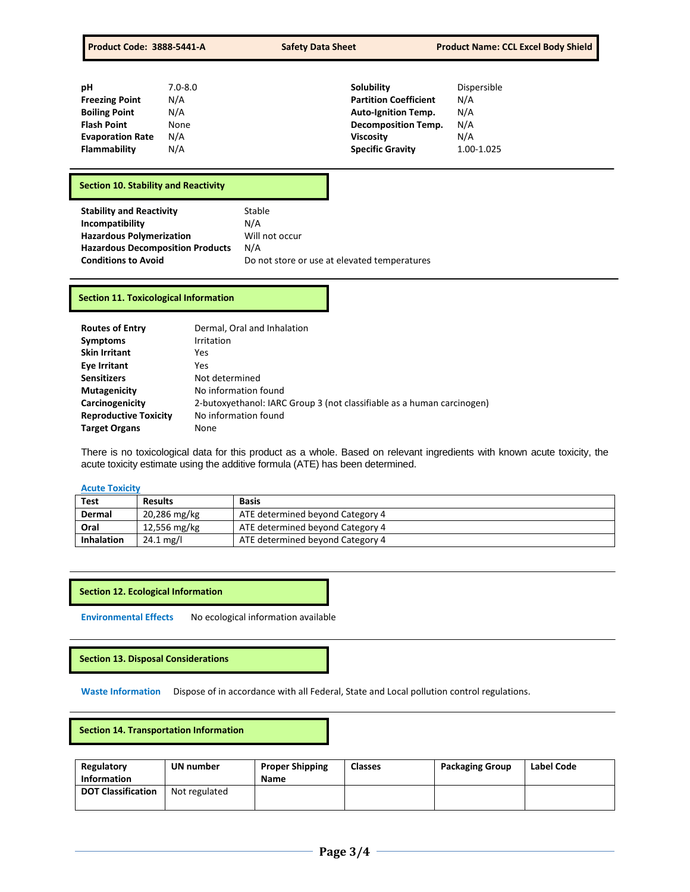| Property | Value | Property | Value |
|---|---|---|---|
| **pH** | 7.0-8.0 | **Solubility** | Dispersible |
| **Freezing Point** | N/A | **Partition Coefficient** | N/A |
| **Boiling Point** | N/A | **Auto-Ignition Temp.** | N/A |
| **Flash Point** | None | **Decomposition Temp.** | N/A |
| **Evaporation Rate** | N/A | **Viscosity** | N/A |
| **Flammability** | N/A | **Specific Gravity** | 1.00-1.025 |

## Section 10. Stability and Reactivity

| | |
|---|---|
| **Stability and Reactivity** | Stable |
| **Incompatibility** | N/A |
| **Hazardous Polymerization** | Will not occur |
| **Hazardous Decomposition Products** | N/A |
| **Conditions to Avoid** | Do not store or use at elevated temperatures |

## Section 11. Toxicological Information

| | |
|---|---|
| **Routes of Entry** | Dermal, Oral and Inhalation |
| **Symptoms** | Irritation |
| **Skin Irritant** | Yes |
| **Eye Irritant** | Yes |
| **Sensitizers** | Not determined |
| **Mutagenicity** | No information found |
| **Carcinogenicity** | 2-butoxyethanol: IARC Group 3 (not classifiable as a human carcinogen) |
| **Reproductive Toxicity** | No information found |
| **Target Organs** | None |

There is no toxicological data for this product as a whole. Based on relevant ingredients with known acute toxicity, the acute toxicity estimate using the additive formula (ATE) has been determined.

**Acute Toxicity**

| Test | Results | Basis |
|---|---|---|
| **Dermal** | 20,286 mg/kg | ATE determined beyond Category 4 |
| **Oral** | 12,556 mg/kg | ATE determined beyond Category 4 |
| **Inhalation** | 24.1 mg/l | ATE determined beyond Category 4 |

## Section 12. Ecological Information

**Environmental Effects** No ecological information available

## Section 13. Disposal Considerations

**Waste Information** Dispose of in accordance with all Federal, State and Local pollution control regulations.

## Section 14. Transportation Information

| Regulatory Information | UN number | Proper Shipping Name | Classes | Packaging Group | Label Code |
|---|---|---|---|---|---|
| **DOT Classification** | Not regulated | | | | |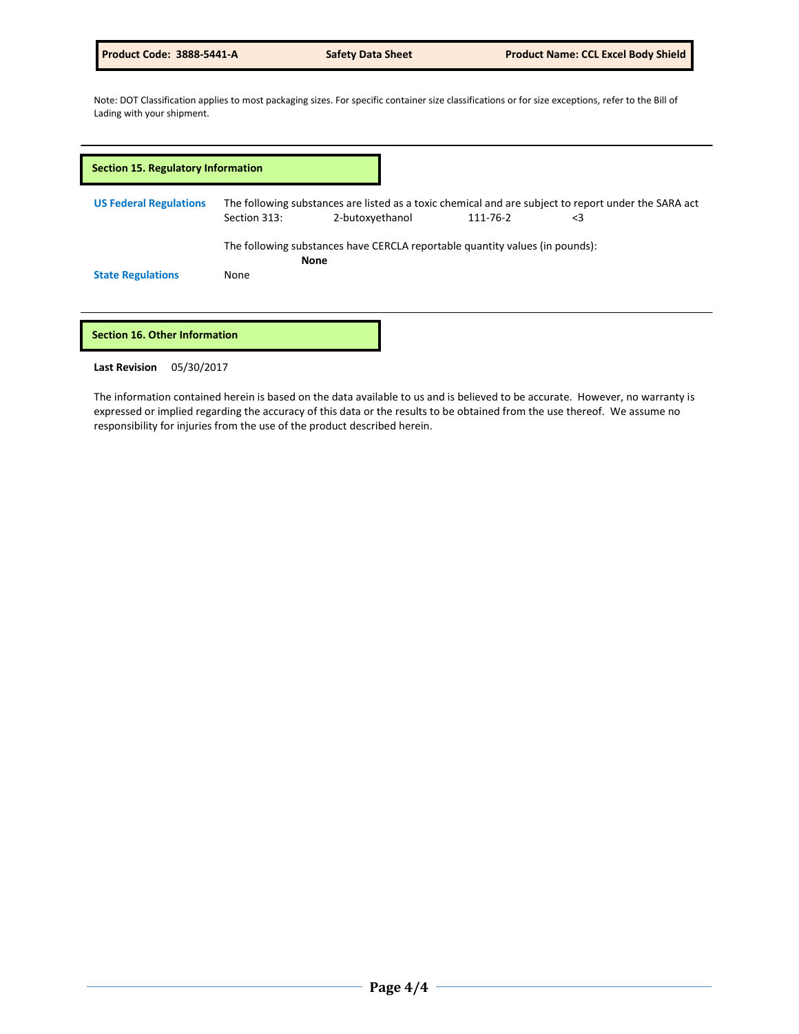Note: DOT Classification applies to most packaging sizes. For specific container size classifications or for size exceptions, refer to the Bill of Lading with your shipment.

## Section 15. Regulatory Information

**US Federal Regulations**

The following substances are listed as a toxic chemical and are subject to report under the SARA act Section 313: 2-butoxyethanol 111-76-2 <3

The following substances have CERCLA reportable quantity values (in pounds):

**None**

**State Regulations**

None

## Section 16. Other Information

**Last Revision** 05/30/2017

The information contained herein is based on the data available to us and is believed to be accurate. However, no warranty is expressed or implied regarding the accuracy of this data or the results to be obtained from the use thereof. We assume no responsibility for injuries from the use of the product described herein.